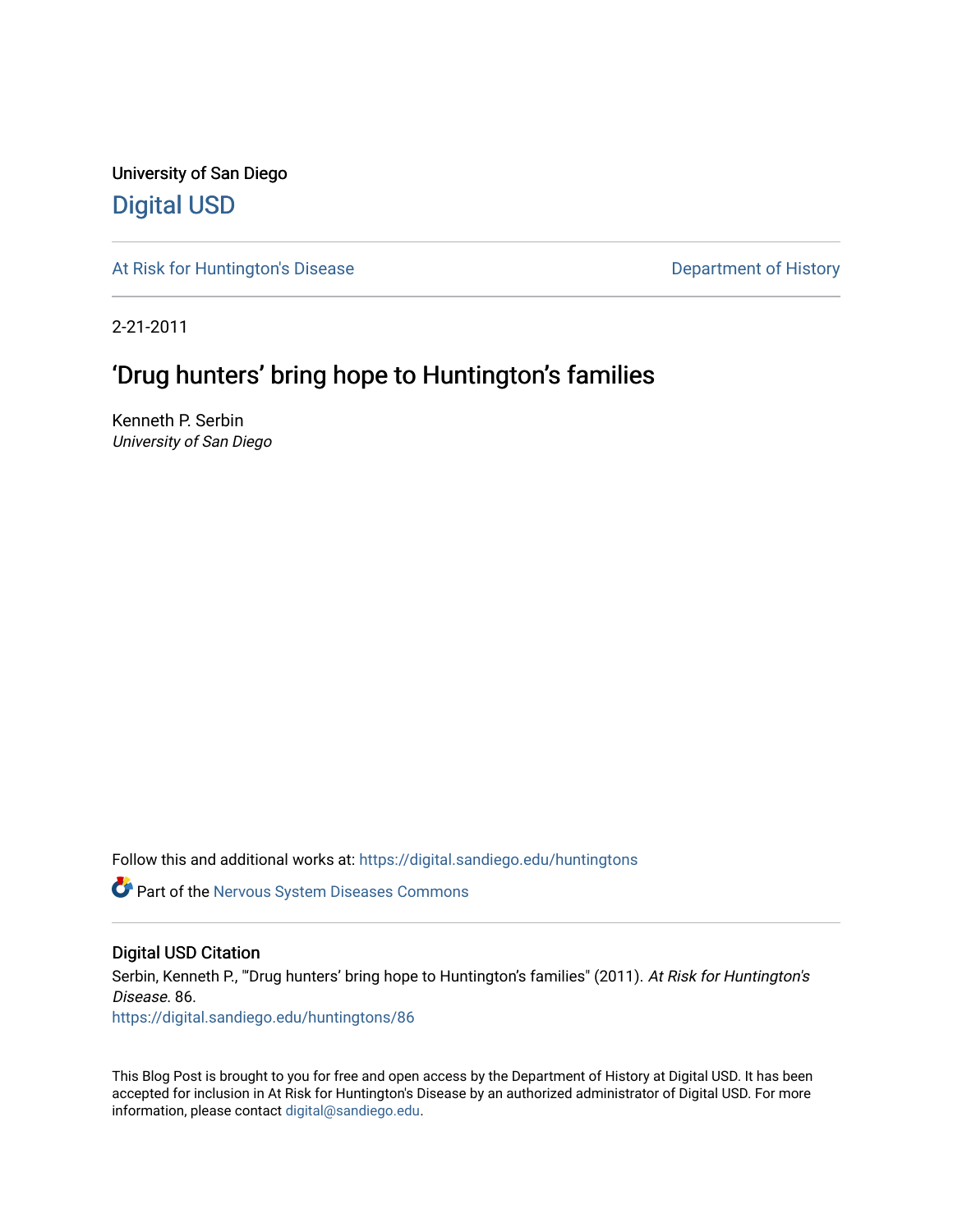University of San Diego

# Digital USD

At Risk for Huntington's Disease

Department of History

2-21-2011

## ‘Drug hunters’ bring hope to Huntington’s families

Kenneth P. Serbin
*University of San Diego*

Follow this and additional works at: https://digital.sandiego.edu/huntingtons

Part of the Nervous System Diseases Commons

### Digital USD Citation

Serbin, Kenneth P., "‘Drug hunters’ bring hope to Huntington’s families" (2011). *At Risk for Huntington's Disease*. 86.
https://digital.sandiego.edu/huntingtons/86

This Blog Post is brought to you for free and open access by the Department of History at Digital USD. It has been accepted for inclusion in At Risk for Huntington's Disease by an authorized administrator of Digital USD. For more information, please contact digital@sandiego.edu.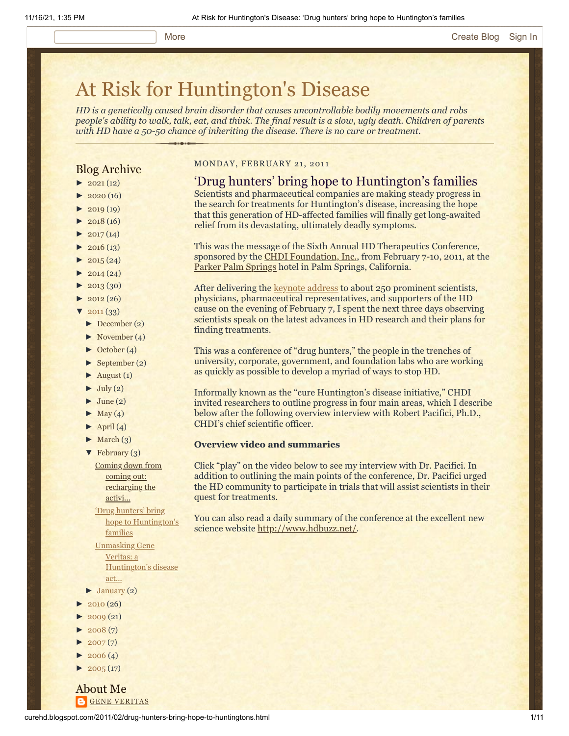More | Create Blog | Sign In

# At Risk for Huntington's Disease

*HD is a genetically caused brain disorder that causes uncontrollable bodily movements and robs people's ability to walk, talk, eat, and think. The final result is a slow, ugly death. Children of parents with HD have a 50-50 chance of inheriting the disease. There is no cure or treatment.*

## Blog Archive

- ► 2021 (12)
- ► 2020 (16)
- ► 2019 (19)
- ► 2018 (16)
- ► 2017 (14)
- ► 2016 (13)
- ► 2015 (24)
- ► 2014 (24)
- ► 2013 (30)
- ► 2012 (26)
- ▼ 2011 (33)
  - ► December (2)
  - ► November (4)
  - ► October (4)
  - ► September (2)
  - ► August (1)
  - ► July (2)
  - ► June (2)
  - ► May (4)
  - ► April (4)
  - ► March (3)
  - ▼ February (3)
    - Coming down from coming out: recharging the activi...
    - 'Drug hunters' bring hope to Huntington's families
    - Unmasking Gene Veritas: a Huntington's disease act...
  - ► January (2)
- ► 2010 (26)
- ► 2009 (21)
- ► 2008 (7)
- ► 2007 (7)
- ► 2006 (4)
- ► 2005 (17)

## About Me

GENE VERITAS

MONDAY, FEBRUARY 21, 2011

## 'Drug hunters' bring hope to Huntington's families

Scientists and pharmaceutical companies are making steady progress in the search for treatments for Huntington's disease, increasing the hope that this generation of HD-affected families will finally get long-awaited relief from its devastating, ultimately deadly symptoms.

This was the message of the Sixth Annual HD Therapeutics Conference, sponsored by the CHDI Foundation, Inc., from February 7-10, 2011, at the Parker Palm Springs hotel in Palm Springs, California.

After delivering the keynote address to about 250 prominent scientists, physicians, pharmaceutical representatives, and supporters of the HD cause on the evening of February 7, I spent the next three days observing scientists speak on the latest advances in HD research and their plans for finding treatments.

This was a conference of "drug hunters," the people in the trenches of university, corporate, government, and foundation labs who are working as quickly as possible to develop a myriad of ways to stop HD.

Informally known as the "cure Huntington's disease initiative," CHDI invited researchers to outline progress in four main areas, which I describe below after the following overview interview with Robert Pacifici, Ph.D., CHDI's chief scientific officer.

**Overview video and summaries**

Click "play" on the video below to see my interview with Dr. Pacifici. In addition to outlining the main points of the conference, Dr. Pacifici urged the HD community to participate in trials that will assist scientists in their quest for treatments.

You can also read a daily summary of the conference at the excellent new science website http://www.hdbuzz.net/.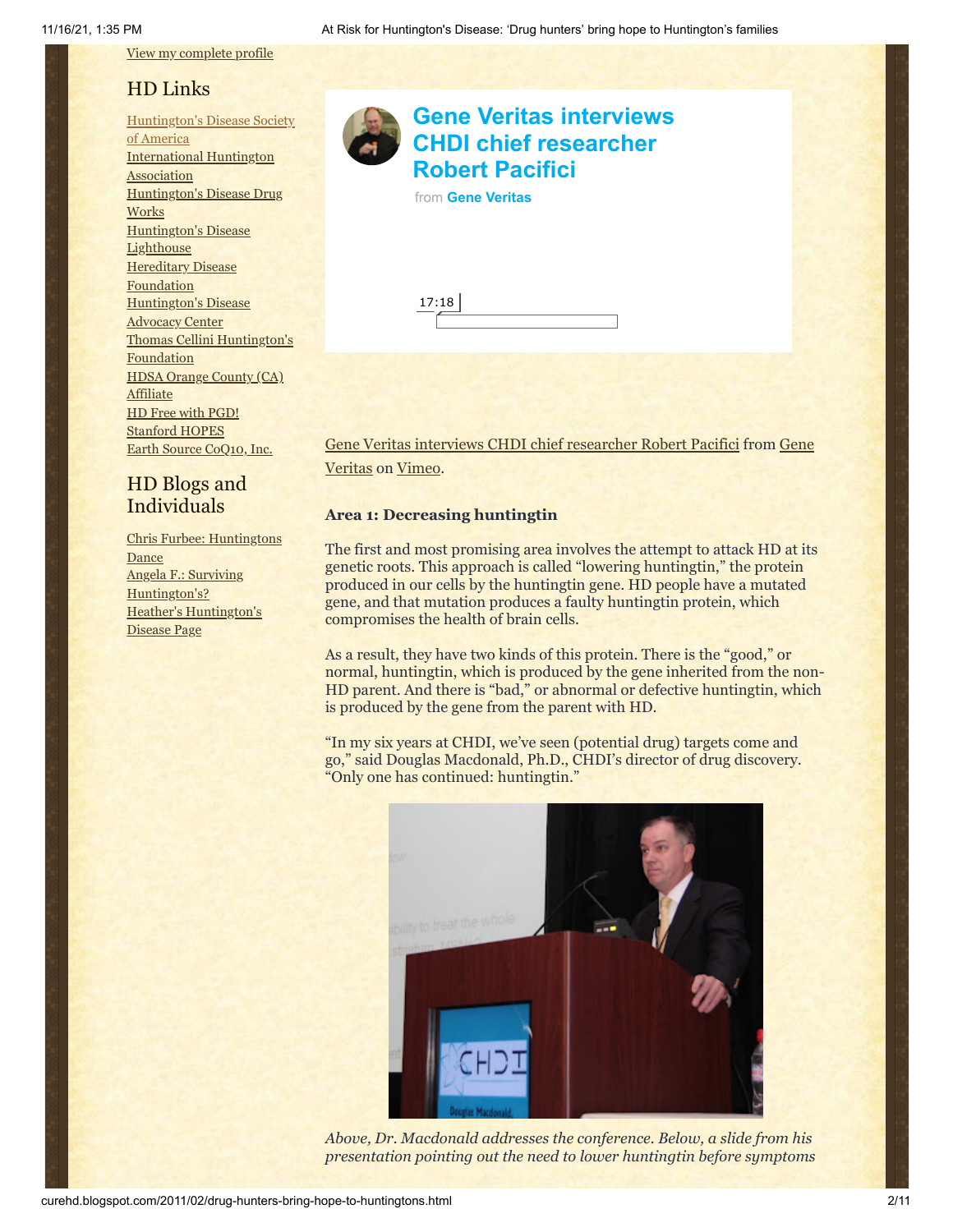View my complete profile

## HD Links

Huntington's Disease Society of America
International Huntington Association
Huntington's Disease Drug Works
Huntington's Disease Lighthouse
Hereditary Disease Foundation
Huntington's Disease Advocacy Center
Thomas Cellini Huntington's Foundation
HDSA Orange County (CA) Affiliate
HD Free with PGD!
Stanford HOPES
Earth Source CoQ10, Inc.

## HD Blogs and Individuals

Chris Furbee: Huntingtons Dance
Angela F.: Surviving Huntington's?
Heather's Huntington's Disease Page

**Gene Veritas interviews CHDI chief researcher Robert Pacifici**

from **Gene Veritas**

17:18

Gene Veritas interviews CHDI chief researcher Robert Pacifici from Gene Veritas on Vimeo.

**Area 1: Decreasing huntingtin**

The first and most promising area involves the attempt to attack HD at its genetic roots. This approach is called "lowering huntingtin," the protein produced in our cells by the huntingtin gene. HD people have a mutated gene, and that mutation produces a faulty huntingtin protein, which compromises the health of brain cells.

As a result, they have two kinds of this protein. There is the "good," or normal, huntingtin, which is produced by the gene inherited from the non-HD parent. And there is "bad," or abnormal or defective huntingtin, which is produced by the gene from the parent with HD.

"In my six years at CHDI, we've seen (potential drug) targets come and go," said Douglas Macdonald, Ph.D., CHDI's director of drug discovery. "Only one has continued: huntingtin."

*Above, Dr. Macdonald addresses the conference. Below, a slide from his presentation pointing out the need to lower huntingtin before symptoms*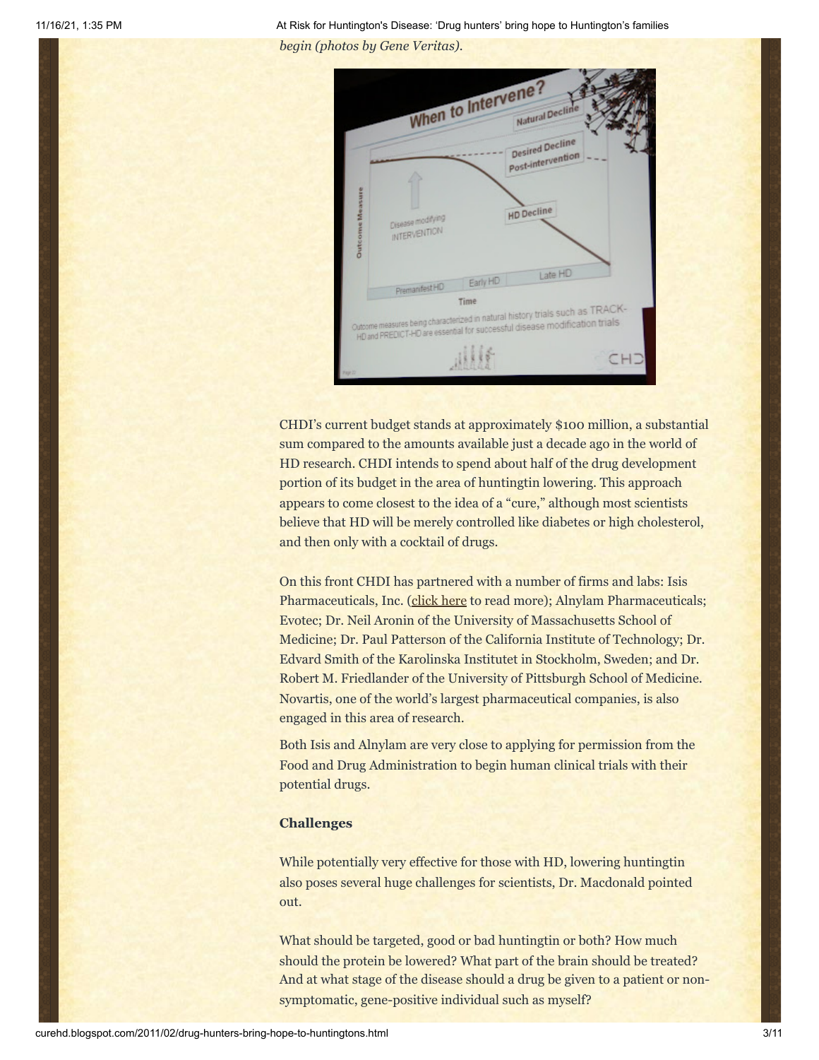*begin (photos by Gene Veritas).*

CHDI's current budget stands at approximately $100 million, a substantial sum compared to the amounts available just a decade ago in the world of HD research. CHDI intends to spend about half of the drug development portion of its budget in the area of huntingtin lowering. This approach appears to come closest to the idea of a "cure," although most scientists believe that HD will be merely controlled like diabetes or high cholesterol, and then only with a cocktail of drugs.

On this front CHDI has partnered with a number of firms and labs: Isis Pharmaceuticals, Inc. (click here to read more); Alnylam Pharmaceuticals; Evotec; Dr. Neil Aronin of the University of Massachusetts School of Medicine; Dr. Paul Patterson of the California Institute of Technology; Dr. Edvard Smith of the Karolinska Institutet in Stockholm, Sweden; and Dr. Robert M. Friedlander of the University of Pittsburgh School of Medicine. Novartis, one of the world's largest pharmaceutical companies, is also engaged in this area of research.

Both Isis and Alnylam are very close to applying for permission from the Food and Drug Administration to begin human clinical trials with their potential drugs.

**Challenges**

While potentially very effective for those with HD, lowering huntingtin also poses several huge challenges for scientists, Dr. Macdonald pointed out.

What should be targeted, good or bad huntingtin or both? How much should the protein be lowered? What part of the brain should be treated? And at what stage of the disease should a drug be given to a patient or non-symptomatic, gene-positive individual such as myself?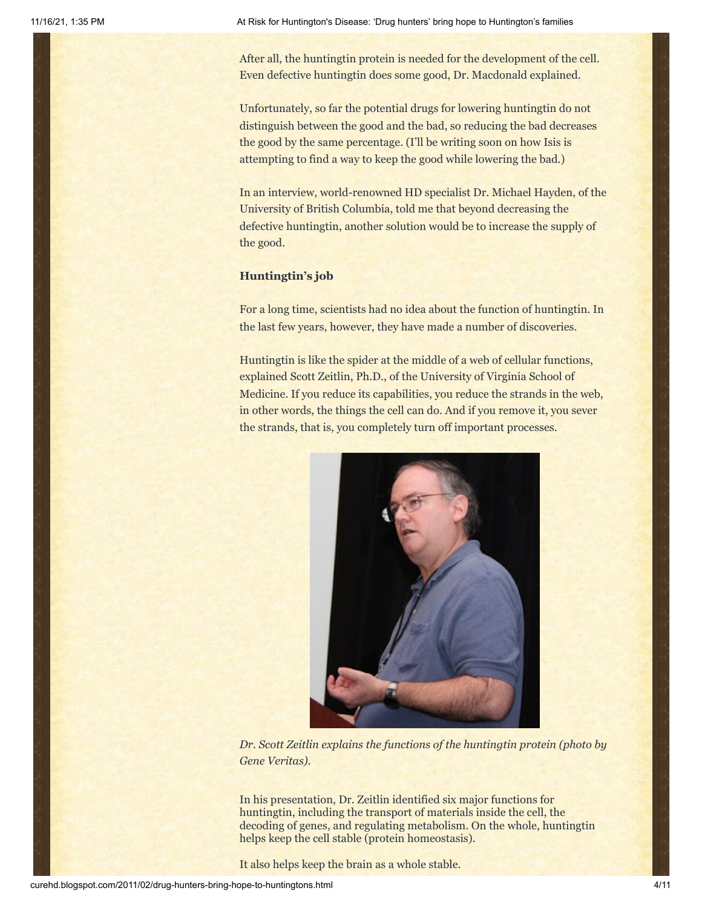After all, the huntingtin protein is needed for the development of the cell. Even defective huntingtin does some good, Dr. Macdonald explained.

Unfortunately, so far the potential drugs for lowering huntingtin do not distinguish between the good and the bad, so reducing the bad decreases the good by the same percentage. (I'll be writing soon on how Isis is attempting to find a way to keep the good while lowering the bad.)

In an interview, world-renowned HD specialist Dr. Michael Hayden, of the University of British Columbia, told me that beyond decreasing the defective huntingtin, another solution would be to increase the supply of the good.

**Huntingtin's job**

For a long time, scientists had no idea about the function of huntingtin. In the last few years, however, they have made a number of discoveries.

Huntingtin is like the spider at the middle of a web of cellular functions, explained Scott Zeitlin, Ph.D., of the University of Virginia School of Medicine. If you reduce its capabilities, you reduce the strands in the web, in other words, the things the cell can do. And if you remove it, you sever the strands, that is, you completely turn off important processes.

*Dr. Scott Zeitlin explains the functions of the huntingtin protein (photo by Gene Veritas).*

In his presentation, Dr. Zeitlin identified six major functions for huntingtin, including the transport of materials inside the cell, the decoding of genes, and regulating metabolism. On the whole, huntingtin helps keep the cell stable (protein homeostasis).

It also helps keep the brain as a whole stable.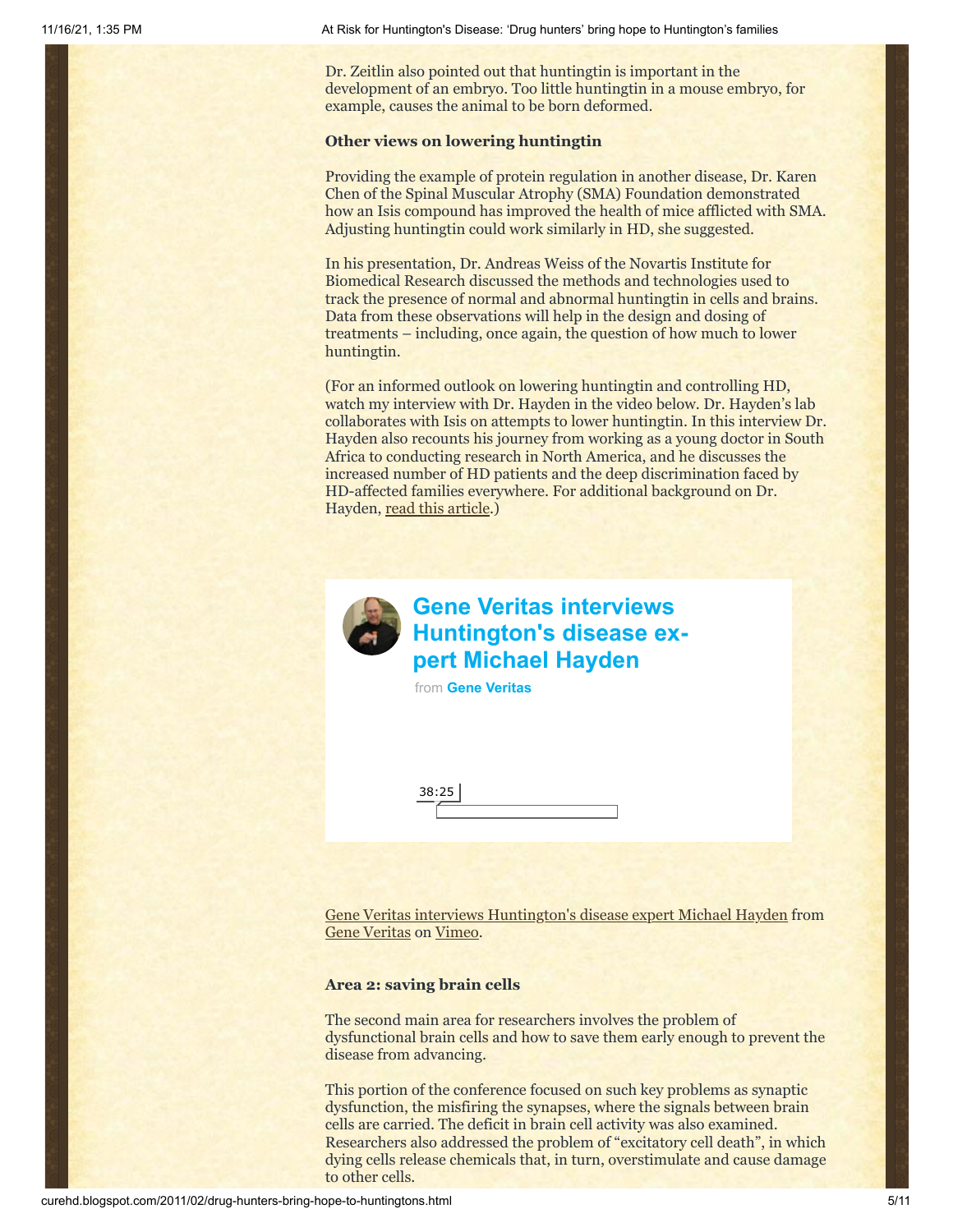Dr. Zeitlin also pointed out that huntingtin is important in the development of an embryo. Too little huntingtin in a mouse embryo, for example, causes the animal to be born deformed.

**Other views on lowering huntingtin**

Providing the example of protein regulation in another disease, Dr. Karen Chen of the Spinal Muscular Atrophy (SMA) Foundation demonstrated how an Isis compound has improved the health of mice afflicted with SMA. Adjusting huntingtin could work similarly in HD, she suggested.

In his presentation, Dr. Andreas Weiss of the Novartis Institute for Biomedical Research discussed the methods and technologies used to track the presence of normal and abnormal huntingtin in cells and brains. Data from these observations will help in the design and dosing of treatments – including, once again, the question of how much to lower huntingtin.

(For an informed outlook on lowering huntingtin and controlling HD, watch my interview with Dr. Hayden in the video below. Dr. Hayden's lab collaborates with Isis on attempts to lower huntingtin. In this interview Dr. Hayden also recounts his journey from working as a young doctor in South Africa to conducting research in North America, and he discusses the increased number of HD patients and the deep discrimination faced by HD-affected families everywhere. For additional background on Dr. Hayden, read this article.)

**Gene Veritas interviews Huntington's disease expert Michael Hayden**

from **Gene Veritas**

38:25

Gene Veritas interviews Huntington's disease expert Michael Hayden from Gene Veritas on Vimeo.

**Area 2: saving brain cells**

The second main area for researchers involves the problem of dysfunctional brain cells and how to save them early enough to prevent the disease from advancing.

This portion of the conference focused on such key problems as synaptic dysfunction, the misfiring the synapses, where the signals between brain cells are carried. The deficit in brain cell activity was also examined. Researchers also addressed the problem of "excitatory cell death", in which dying cells release chemicals that, in turn, overstimulate and cause damage to other cells.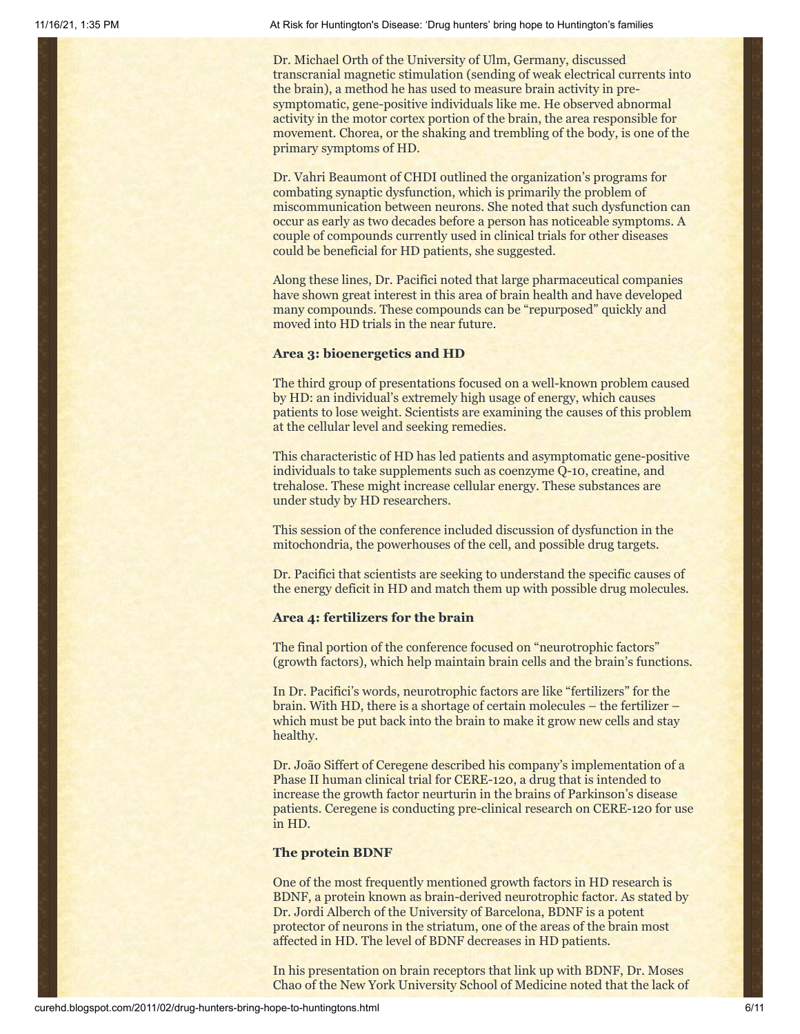Dr. Michael Orth of the University of Ulm, Germany, discussed transcranial magnetic stimulation (sending of weak electrical currents into the brain), a method he has used to measure brain activity in pre-symptomatic, gene-positive individuals like me. He observed abnormal activity in the motor cortex portion of the brain, the area responsible for movement. Chorea, or the shaking and trembling of the body, is one of the primary symptoms of HD.

Dr. Vahri Beaumont of CHDI outlined the organization's programs for combating synaptic dysfunction, which is primarily the problem of miscommunication between neurons. She noted that such dysfunction can occur as early as two decades before a person has noticeable symptoms. A couple of compounds currently used in clinical trials for other diseases could be beneficial for HD patients, she suggested.

Along these lines, Dr. Pacifici noted that large pharmaceutical companies have shown great interest in this area of brain health and have developed many compounds. These compounds can be "repurposed" quickly and moved into HD trials in the near future.

**Area 3: bioenergetics and HD**

The third group of presentations focused on a well-known problem caused by HD: an individual's extremely high usage of energy, which causes patients to lose weight. Scientists are examining the causes of this problem at the cellular level and seeking remedies.

This characteristic of HD has led patients and asymptomatic gene-positive individuals to take supplements such as coenzyme Q-10, creatine, and trehalose. These might increase cellular energy. These substances are under study by HD researchers.

This session of the conference included discussion of dysfunction in the mitochondria, the powerhouses of the cell, and possible drug targets.

Dr. Pacifici that scientists are seeking to understand the specific causes of the energy deficit in HD and match them up with possible drug molecules.

**Area 4: fertilizers for the brain**

The final portion of the conference focused on "neurotrophic factors" (growth factors), which help maintain brain cells and the brain's functions.

In Dr. Pacifici's words, neurotrophic factors are like "fertilizers" for the brain. With HD, there is a shortage of certain molecules – the fertilizer – which must be put back into the brain to make it grow new cells and stay healthy.

Dr. João Siffert of Ceregene described his company's implementation of a Phase II human clinical trial for CERE-120, a drug that is intended to increase the growth factor neurturin in the brains of Parkinson's disease patients. Ceregene is conducting pre-clinical research on CERE-120 for use in HD.

**The protein BDNF**

One of the most frequently mentioned growth factors in HD research is BDNF, a protein known as brain-derived neurotrophic factor. As stated by Dr. Jordi Alberch of the University of Barcelona, BDNF is a potent protector of neurons in the striatum, one of the areas of the brain most affected in HD. The level of BDNF decreases in HD patients.

In his presentation on brain receptors that link up with BDNF, Dr. Moses Chao of the New York University School of Medicine noted that the lack of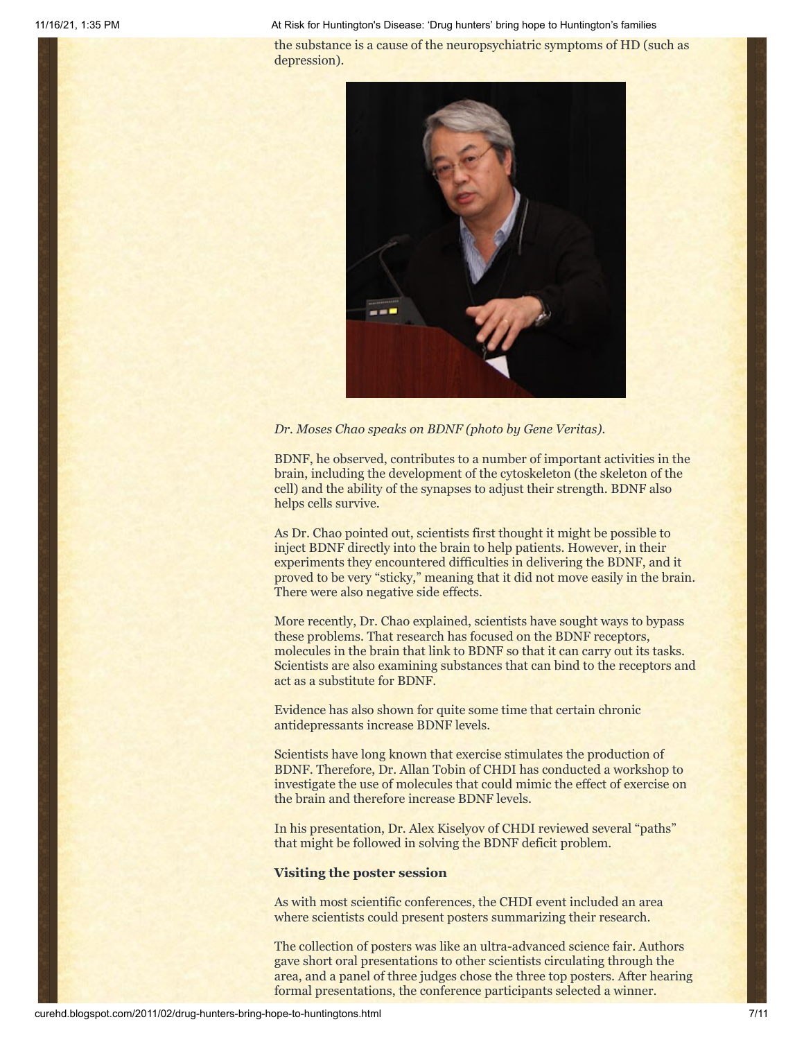the substance is a cause of the neuropsychiatric symptoms of HD (such as depression).

*Dr. Moses Chao speaks on BDNF (photo by Gene Veritas).*

BDNF, he observed, contributes to a number of important activities in the brain, including the development of the cytoskeleton (the skeleton of the cell) and the ability of the synapses to adjust their strength. BDNF also helps cells survive.

As Dr. Chao pointed out, scientists first thought it might be possible to inject BDNF directly into the brain to help patients. However, in their experiments they encountered difficulties in delivering the BDNF, and it proved to be very "sticky," meaning that it did not move easily in the brain. There were also negative side effects.

More recently, Dr. Chao explained, scientists have sought ways to bypass these problems. That research has focused on the BDNF receptors, molecules in the brain that link to BDNF so that it can carry out its tasks. Scientists are also examining substances that can bind to the receptors and act as a substitute for BDNF.

Evidence has also shown for quite some time that certain chronic antidepressants increase BDNF levels.

Scientists have long known that exercise stimulates the production of BDNF. Therefore, Dr. Allan Tobin of CHDI has conducted a workshop to investigate the use of molecules that could mimic the effect of exercise on the brain and therefore increase BDNF levels.

In his presentation, Dr. Alex Kiselyov of CHDI reviewed several "paths" that might be followed in solving the BDNF deficit problem.

**Visiting the poster session**

As with most scientific conferences, the CHDI event included an area where scientists could present posters summarizing their research.

The collection of posters was like an ultra-advanced science fair. Authors gave short oral presentations to other scientists circulating through the area, and a panel of three judges chose the three top posters. After hearing formal presentations, the conference participants selected a winner.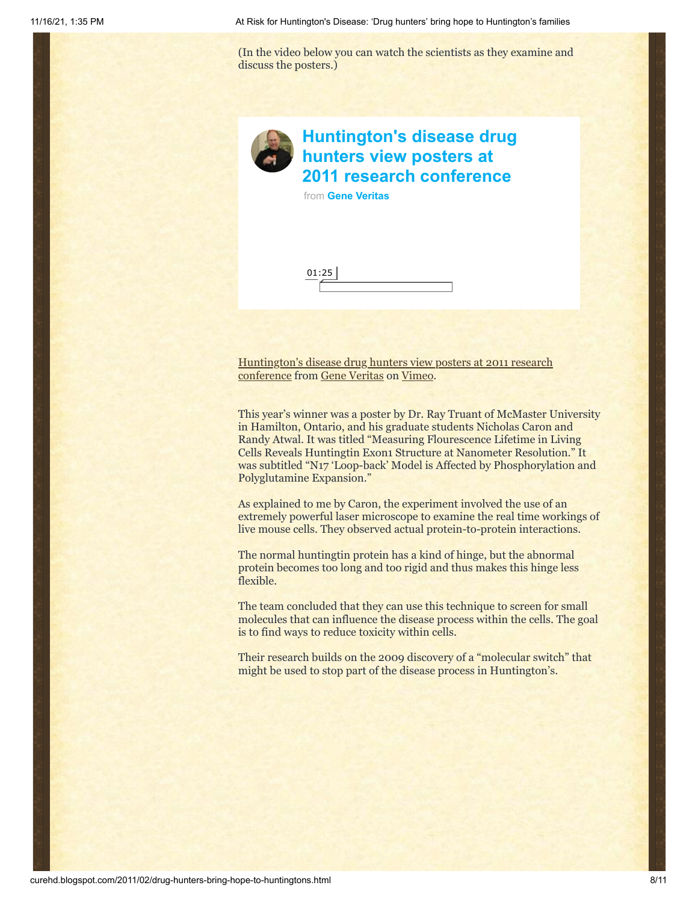(In the video below you can watch the scientists as they examine and discuss the posters.)

**Huntington's disease drug hunters view posters at 2011 research conference**

from **Gene Veritas**

01:25

Huntington's disease drug hunters view posters at 2011 research conference from Gene Veritas on Vimeo.

This year's winner was a poster by Dr. Ray Truant of McMaster University in Hamilton, Ontario, and his graduate students Nicholas Caron and Randy Atwal. It was titled "Measuring Flourescence Lifetime in Living Cells Reveals Huntingtin Exon1 Structure at Nanometer Resolution." It was subtitled "N17 'Loop-back' Model is Affected by Phosphorylation and Polyglutamine Expansion."

As explained to me by Caron, the experiment involved the use of an extremely powerful laser microscope to examine the real time workings of live mouse cells. They observed actual protein-to-protein interactions.

The normal huntingtin protein has a kind of hinge, but the abnormal protein becomes too long and too rigid and thus makes this hinge less flexible.

The team concluded that they can use this technique to screen for small molecules that can influence the disease process within the cells. The goal is to find ways to reduce toxicity within cells.

Their research builds on the 2009 discovery of a "molecular switch" that might be used to stop part of the disease process in Huntington's.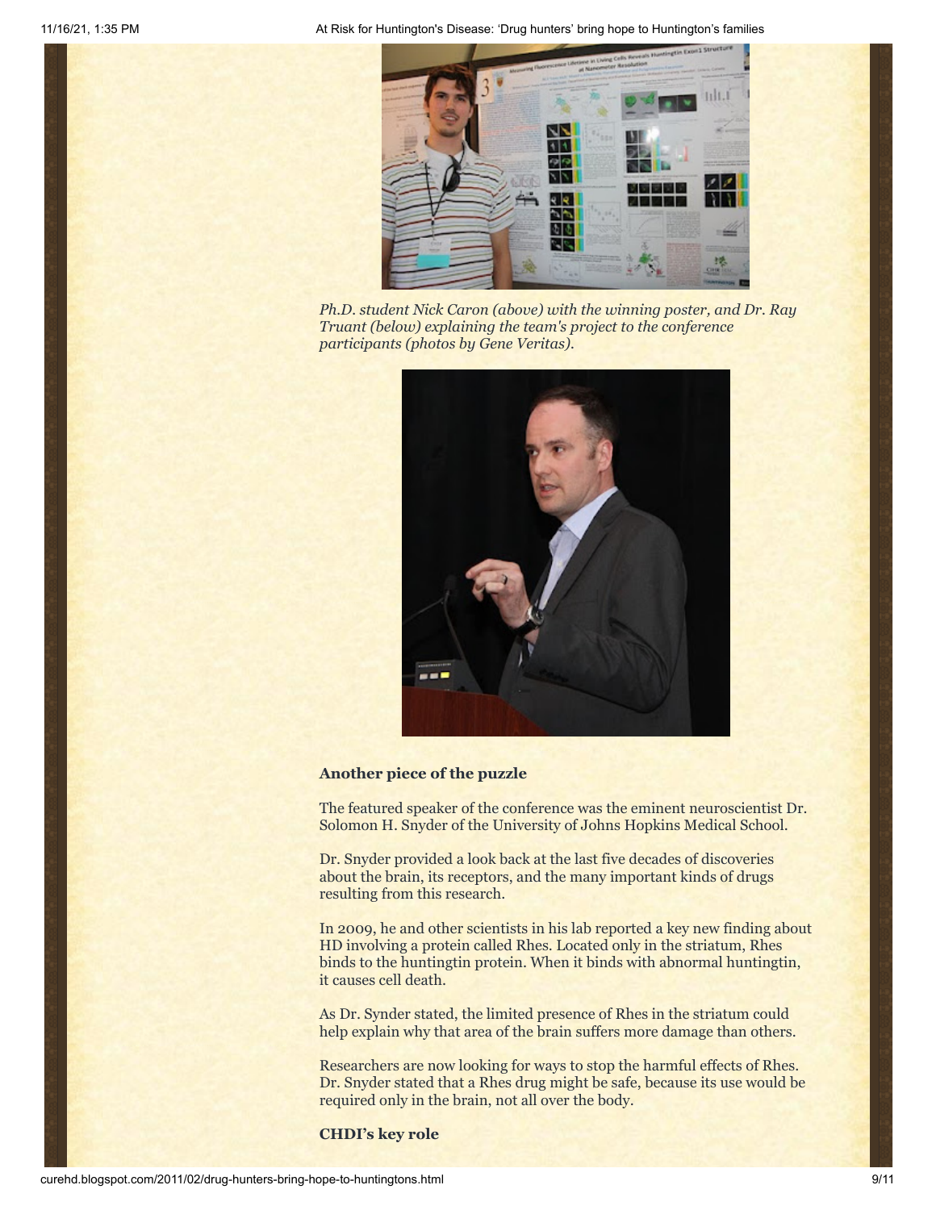*Ph.D. student Nick Caron (above) with the winning poster, and Dr. Ray Truant (below) explaining the team's project to the conference participants (photos by Gene Veritas).*

**Another piece of the puzzle**

The featured speaker of the conference was the eminent neuroscientist Dr. Solomon H. Snyder of the University of Johns Hopkins Medical School.

Dr. Snyder provided a look back at the last five decades of discoveries about the brain, its receptors, and the many important kinds of drugs resulting from this research.

In 2009, he and other scientists in his lab reported a key new finding about HD involving a protein called Rhes. Located only in the striatum, Rhes binds to the huntingtin protein. When it binds with abnormal huntingtin, it causes cell death.

As Dr. Synder stated, the limited presence of Rhes in the striatum could help explain why that area of the brain suffers more damage than others.

Researchers are now looking for ways to stop the harmful effects of Rhes. Dr. Snyder stated that a Rhes drug might be safe, because its use would be required only in the brain, not all over the body.

**CHDI's key role**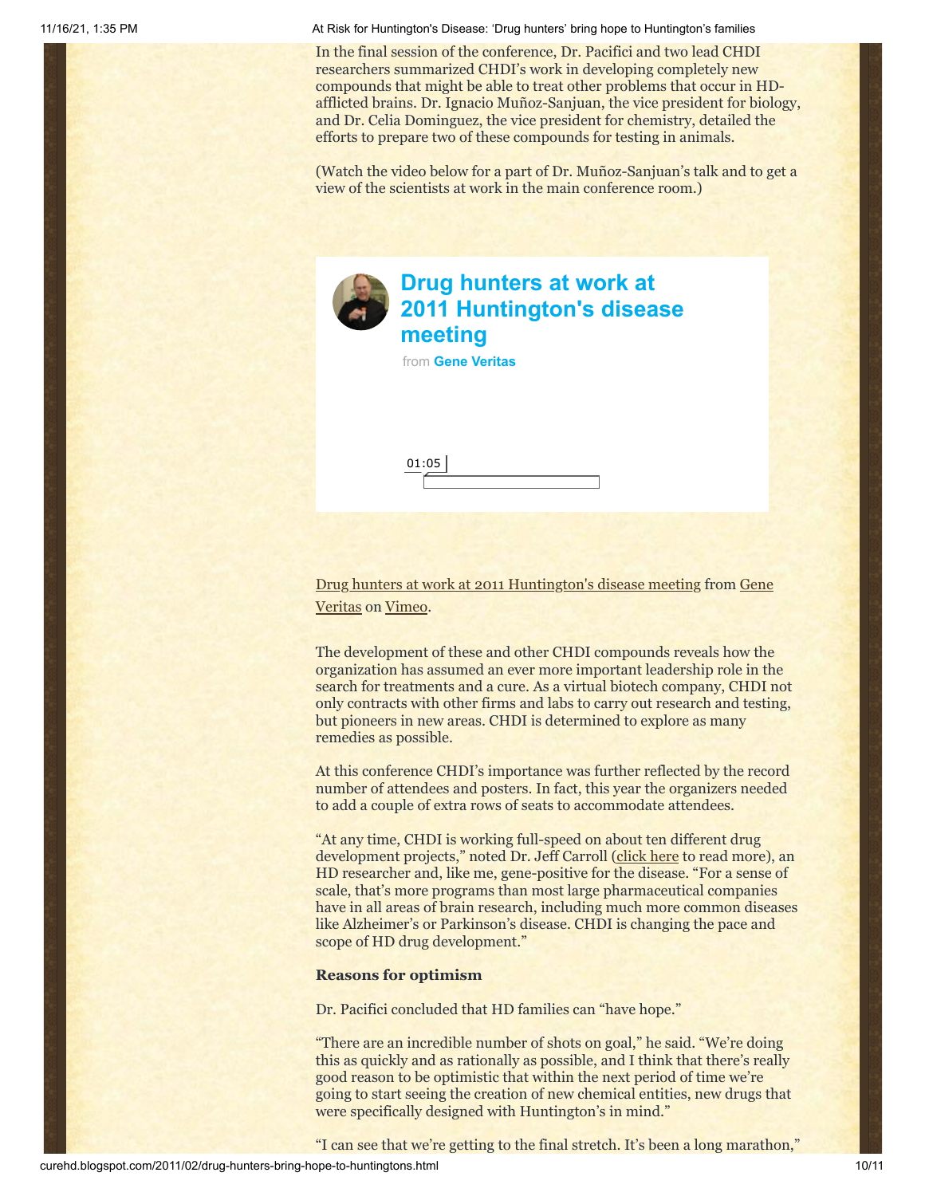In the final session of the conference, Dr. Pacifici and two lead CHDI researchers summarized CHDI's work in developing completely new compounds that might be able to treat other problems that occur in HD-afflicted brains. Dr. Ignacio Muñoz-Sanjuan, the vice president for biology, and Dr. Celia Dominguez, the vice president for chemistry, detailed the efforts to prepare two of these compounds for testing in animals.

(Watch the video below for a part of Dr. Muñoz-Sanjuan's talk and to get a view of the scientists at work in the main conference room.)

**Drug hunters at work at 2011 Huntington's disease meeting**

from **Gene Veritas**

01:05

Drug hunters at work at 2011 Huntington's disease meeting from Gene Veritas on Vimeo.

The development of these and other CHDI compounds reveals how the organization has assumed an ever more important leadership role in the search for treatments and a cure. As a virtual biotech company, CHDI not only contracts with other firms and labs to carry out research and testing, but pioneers in new areas. CHDI is determined to explore as many remedies as possible.

At this conference CHDI's importance was further reflected by the record number of attendees and posters. In fact, this year the organizers needed to add a couple of extra rows of seats to accommodate attendees.

"At any time, CHDI is working full-speed on about ten different drug development projects," noted Dr. Jeff Carroll (click here to read more), an HD researcher and, like me, gene-positive for the disease. "For a sense of scale, that's more programs than most large pharmaceutical companies have in all areas of brain research, including much more common diseases like Alzheimer's or Parkinson's disease. CHDI is changing the pace and scope of HD drug development."

**Reasons for optimism**

Dr. Pacifici concluded that HD families can "have hope."

"There are an incredible number of shots on goal," he said. "We're doing this as quickly and as rationally as possible, and I think that there's really good reason to be optimistic that within the next period of time we're going to start seeing the creation of new chemical entities, new drugs that were specifically designed with Huntington's in mind."

"I can see that we're getting to the final stretch. It's been a long marathon,"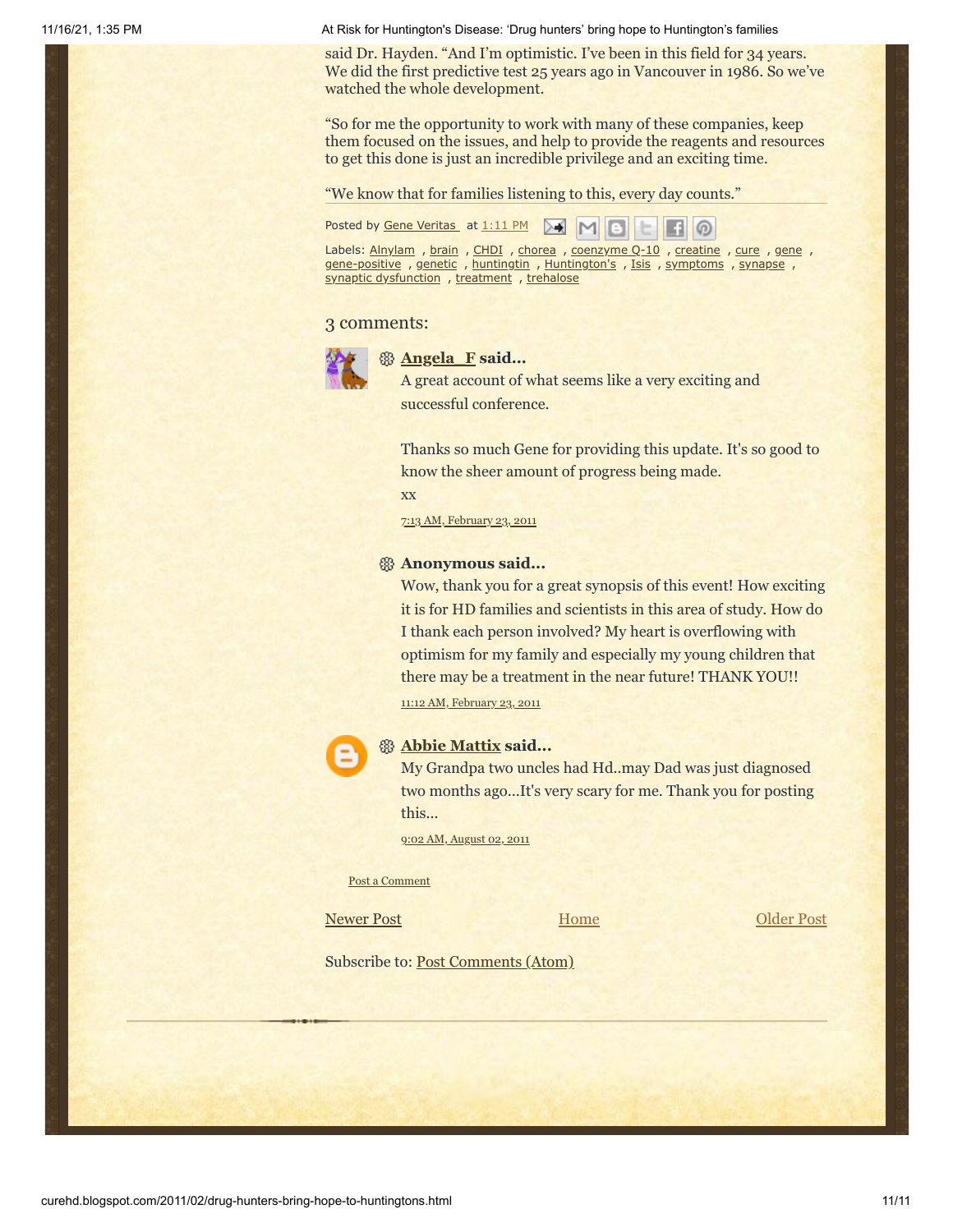said Dr. Hayden. "And I'm optimistic. I've been in this field for 34 years. We did the first predictive test 25 years ago in Vancouver in 1986. So we've watched the whole development.

"So for me the opportunity to work with many of these companies, keep them focused on the issues, and help to provide the reagents and resources to get this done is just an incredible privilege and an exciting time.

"We know that for families listening to this, every day counts."

Posted by Gene Veritas at 1:11 PM

Labels: Alnylam , brain , CHDI , chorea , coenzyme Q-10 , creatine , cure , gene , gene-positive , genetic , huntingtin , Huntington's , Isis , symptoms , synapse , synaptic dysfunction , treatment , trehalose

## 3 comments:

**Angela_F said...**

A great account of what seems like a very exciting and successful conference.

Thanks so much Gene for providing this update. It's so good to know the sheer amount of progress being made.
xx

7:13 AM, February 23, 2011

**Anonymous said...**

Wow, thank you for a great synopsis of this event! How exciting it is for HD families and scientists in this area of study. How do I thank each person involved? My heart is overflowing with optimism for my family and especially my young children that there may be a treatment in the near future! THANK YOU!!

11:12 AM, February 23, 2011

**Abbie Mattix said...**

My Grandpa two uncles had Hd..may Dad was just diagnosed two months ago...It's very scary for me. Thank you for posting this...

9:02 AM, August 02, 2011

Post a Comment

Newer Post | Home | Older Post

Subscribe to: Post Comments (Atom)